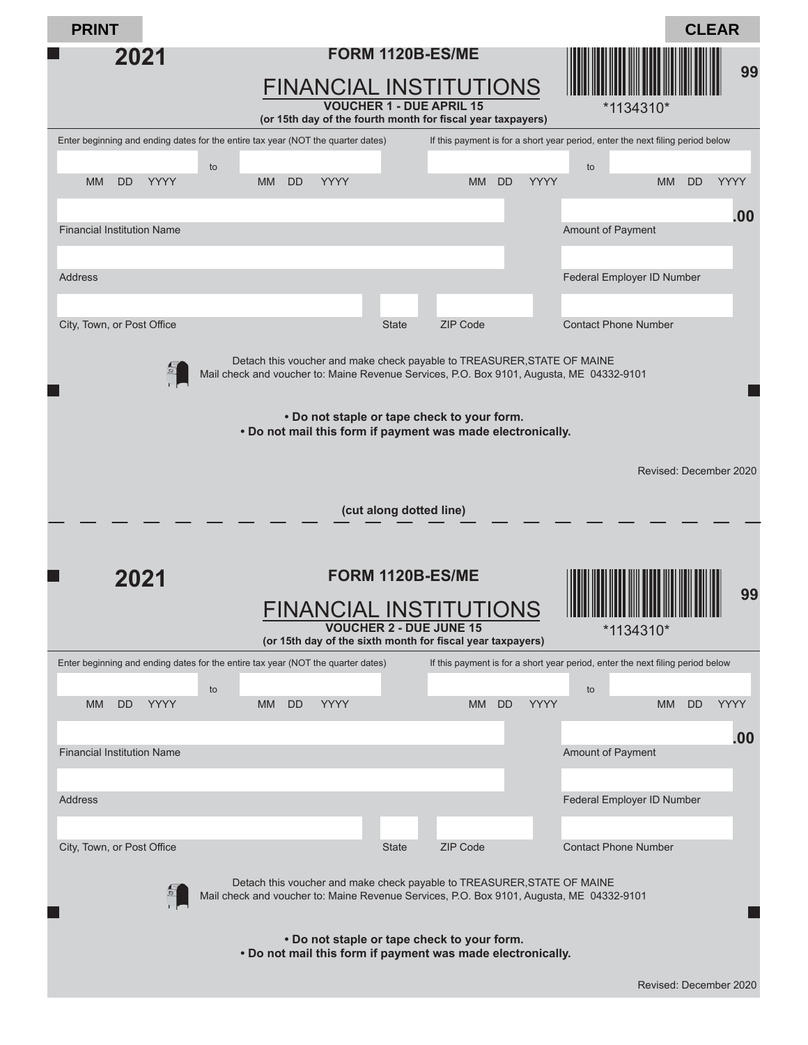PRINT | CLEAR

# 2021 FORM 1120B-ES/ME

## FINANCIAL INSTITUTIONS

**VOUCHER 1 - DUE APRIL 15**
**(or 15th day of the fourth month for fiscal year taxpayers)**

*1134310*

99

Enter beginning and ending dates for the entire tax year (NOT the quarter dates)

MM DD YYYY to MM DD YYYY

If this payment is for a short year period, enter the next filing period below

MM DD YYYY to MM DD YYYY

Financial Institution Name

Amount of Payment .00

Address

Federal Employer ID Number

City, Town, or Post Office | State | ZIP Code

Contact Phone Number

Detach this voucher and make check payable to TREASURER,STATE OF MAINE
Mail check and voucher to: Maine Revenue Services, P.O. Box 9101, Augusta, ME 04332-9101

**• Do not staple or tape check to your form.**
**• Do not mail this form if payment was made electronically.**

Revised: December 2020

**(cut along dotted line)**

---

# 2021 FORM 1120B-ES/ME

## FINANCIAL INSTITUTIONS

**VOUCHER 2 - DUE JUNE 15**
**(or 15th day of the sixth month for fiscal year taxpayers)**

*1134310*

99

Enter beginning and ending dates for the entire tax year (NOT the quarter dates)

MM DD YYYY to MM DD YYYY

If this payment is for a short year period, enter the next filing period below

MM DD YYYY to MM DD YYYY

Financial Institution Name

Amount of Payment .00

Address

Federal Employer ID Number

City, Town, or Post Office | State | ZIP Code

Contact Phone Number

Detach this voucher and make check payable to TREASURER,STATE OF MAINE
Mail check and voucher to: Maine Revenue Services, P.O. Box 9101, Augusta, ME 04332-9101

**• Do not staple or tape check to your form.**
**• Do not mail this form if payment was made electronically.**

Revised: December 2020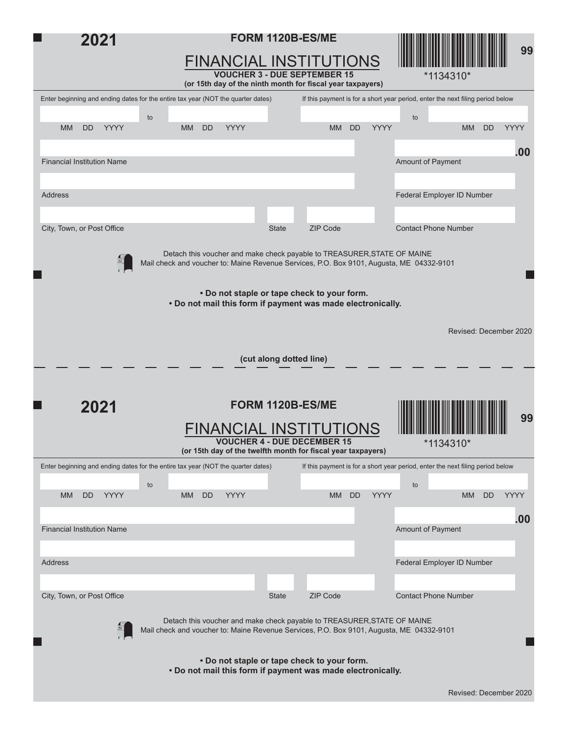# 2021

## FORM 1120B-ES/ME

*1134310*

99

## FINANCIAL INSTITUTIONS

**VOUCHER 3 - DUE SEPTEMBER 15**
**(or 15th day of the ninth month for fiscal year taxpayers)**

Enter beginning and ending dates for the entire tax year (NOT the quarter dates)

MM DD YYYY to MM DD YYYY

If this payment is for a short year period, enter the next filing period below

MM DD YYYY to MM DD YYYY

Financial Institution Name

Amount of Payment .00

Address

Federal Employer ID Number

City, Town, or Post Office

State

ZIP Code

Contact Phone Number

Detach this voucher and make check payable to TREASURER,STATE OF MAINE
Mail check and voucher to: Maine Revenue Services, P.O. Box 9101, Augusta, ME 04332-9101

**• Do not staple or tape check to your form.**
**• Do not mail this form if payment was made electronically.**

Revised: December 2020

**(cut along dotted line)**

---

# 2021

## FORM 1120B-ES/ME

*1134310*

99

## FINANCIAL INSTITUTIONS

**VOUCHER 4 - DUE DECEMBER 15**
**(or 15th day of the twelfth month for fiscal year taxpayers)**

Enter beginning and ending dates for the entire tax year (NOT the quarter dates)

MM DD YYYY to MM DD YYYY

If this payment is for a short year period, enter the next filing period below

MM DD YYYY to MM DD YYYY

Financial Institution Name

Amount of Payment .00

Address

Federal Employer ID Number

City, Town, or Post Office

State

ZIP Code

Contact Phone Number

Detach this voucher and make check payable to TREASURER,STATE OF MAINE
Mail check and voucher to: Maine Revenue Services, P.O. Box 9101, Augusta, ME 04332-9101

**• Do not staple or tape check to your form.**
**• Do not mail this form if payment was made electronically.**

Revised: December 2020